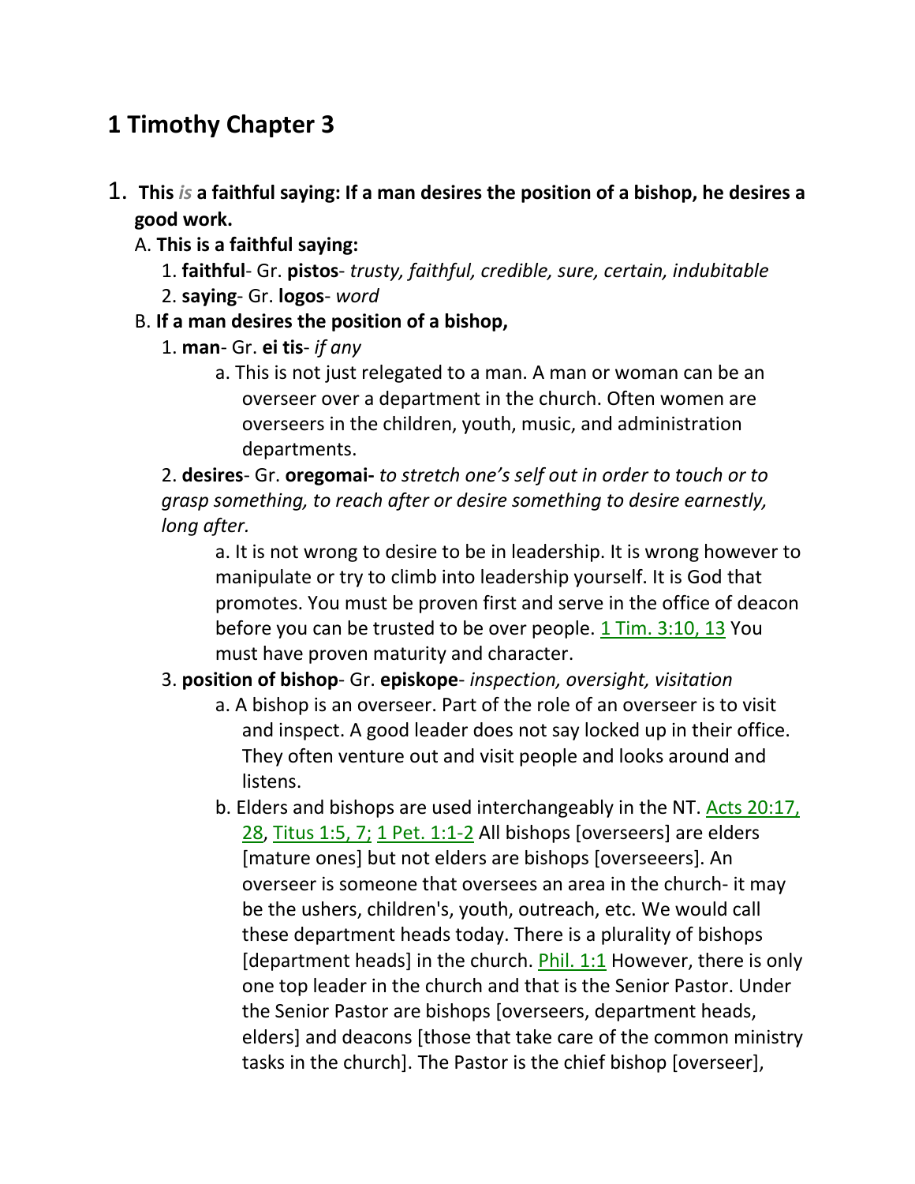# 1 Timothy Chapter 3

1. **This *is* a faithful saying: If a man desires the position of a bishop, he desires a good work.**

   A. **This is a faithful saying:**

   1. **faithful**- Gr. **pistos**- *trusty, faithful, credible, sure, certain, indubitable*
   2. **saying**- Gr. **logos**- *word*

   B. **If a man desires the position of a bishop,**

   1. **man**- Gr. **ei tis**- *if any*

      a. This is not just relegated to a man. A man or woman can be an overseer over a department in the church. Often women are overseers in the children, youth, music, and administration departments.

   2. **desires**- Gr. **oregomai-** *to stretch one's self out in order to touch or to grasp something, to reach after or desire something to desire earnestly, long after.*

      a. It is not wrong to desire to be in leadership. It is wrong however to manipulate or try to climb into leadership yourself. It is God that promotes. You must be proven first and serve in the office of deacon before you can be trusted to be over people. 1 Tim. 3:10, 13 You must have proven maturity and character.

   3. **position of bishop**- Gr. **episkope**- *inspection, oversight, visitation*

      a. A bishop is an overseer. Part of the role of an overseer is to visit and inspect. A good leader does not say locked up in their office. They often venture out and visit people and looks around and listens.

      b. Elders and bishops are used interchangeably in the NT. Acts 20:17, 28, Titus 1:5, 7; 1 Pet. 1:1-2 All bishops [overseers] are elders [mature ones] but not elders are bishops [overseeers]. An overseer is someone that oversees an area in the church- it may be the ushers, children's, youth, outreach, etc. We would call these department heads today. There is a plurality of bishops [department heads] in the church. Phil. 1:1 However, there is only one top leader in the church and that is the Senior Pastor. Under the Senior Pastor are bishops [overseers, department heads, elders] and deacons [those that take care of the common ministry tasks in the church]. The Pastor is the chief bishop [overseer],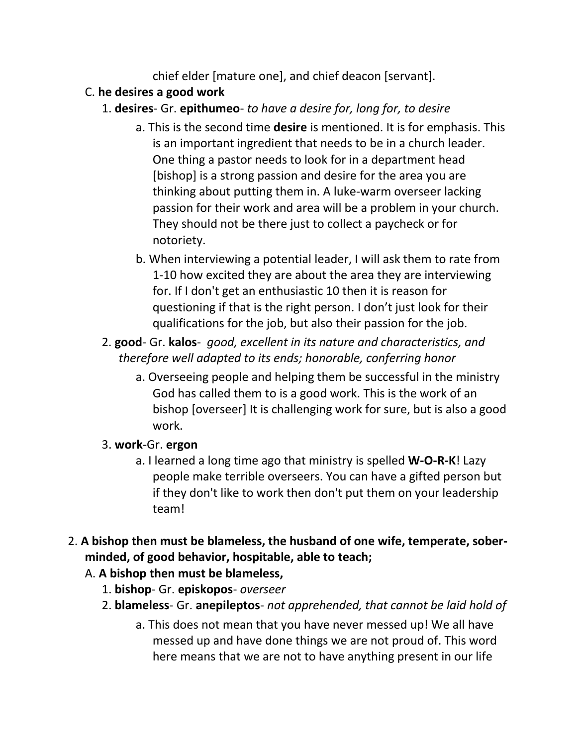chief elder [mature one], and chief deacon [servant].

C. **he desires a good work**

1. **desires**- Gr. **epithumeo**- *to have a desire for, long for, to desire*
    a. This is the second time **desire** is mentioned. It is for emphasis. This is an important ingredient that needs to be in a church leader. One thing a pastor needs to look for in a department head [bishop] is a strong passion and desire for the area you are thinking about putting them in. A luke-warm overseer lacking passion for their work and area will be a problem in your church. They should not be there just to collect a paycheck or for notoriety.
    b. When interviewing a potential leader, I will ask them to rate from 1-10 how excited they are about the area they are interviewing for. If I don't get an enthusiastic 10 then it is reason for questioning if that is the right person. I don't just look for their qualifications for the job, but also their passion for the job.
2. **good**- Gr. **kalos**- *good, excellent in its nature and characteristics, and therefore well adapted to its ends; honorable, conferring honor*
    a. Overseeing people and helping them be successful in the ministry God has called them to is a good work. This is the work of an bishop [overseer] It is challenging work for sure, but is also a good work.
3. **work**-Gr. **ergon**
    a. I learned a long time ago that ministry is spelled **W-O-R-K**! Lazy people make terrible overseers. You can have a gifted person but if they don't like to work then don't put them on your leadership team!

2. **A bishop then must be blameless, the husband of one wife, temperate, sober-minded, of good behavior, hospitable, able to teach;**

A. **A bishop then must be blameless,**

1. **bishop**- Gr. **episkopos**- *overseer*
2. **blameless**- Gr. **anepileptos**- *not apprehended, that cannot be laid hold of*
    a. This does not mean that you have never messed up! We all have messed up and have done things we are not proud of. This word here means that we are not to have anything present in our life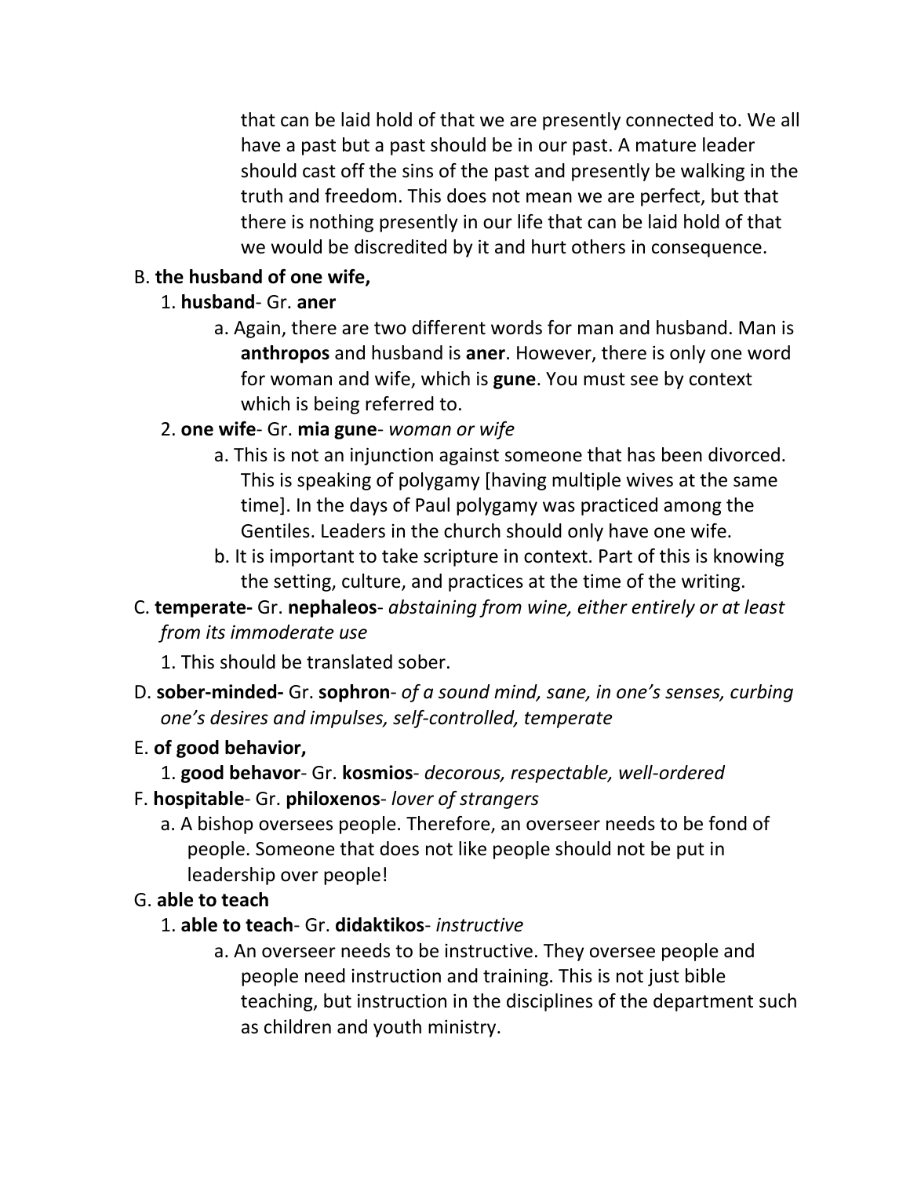that can be laid hold of that we are presently connected to. We all have a past but a past should be in our past. A mature leader should cast off the sins of the past and presently be walking in the truth and freedom. This does not mean we are perfect, but that there is nothing presently in our life that can be laid hold of that we would be discredited by it and hurt others in consequence.

B. **the husband of one wife,**

1. **husband**- Gr. **aner**

a. Again, there are two different words for man and husband. Man is **anthropos** and husband is **aner**. However, there is only one word for woman and wife, which is **gune**. You must see by context which is being referred to.

2. **one wife**- Gr. **mia gune**- *woman or wife*

a. This is not an injunction against someone that has been divorced. This is speaking of polygamy [having multiple wives at the same time]. In the days of Paul polygamy was practiced among the Gentiles. Leaders in the church should only have one wife.

b. It is important to take scripture in context. Part of this is knowing the setting, culture, and practices at the time of the writing.

C. **temperate-** Gr. **nephaleos**- *abstaining from wine, either entirely or at least from its immoderate use*

1. This should be translated sober.

D. **sober-minded-** Gr. **sophron**- *of a sound mind, sane, in one's senses, curbing one's desires and impulses, self-controlled, temperate*

E. **of good behavior,**

1. **good behavor**- Gr. **kosmios**- *decorous, respectable, well-ordered*

F. **hospitable**- Gr. **philoxenos**- *lover of strangers*

a. A bishop oversees people. Therefore, an overseer needs to be fond of people. Someone that does not like people should not be put in leadership over people!

G. **able to teach**

1. **able to teach**- Gr. **didaktikos**- *instructive*

a. An overseer needs to be instructive. They oversee people and people need instruction and training. This is not just bible teaching, but instruction in the disciplines of the department such as children and youth ministry.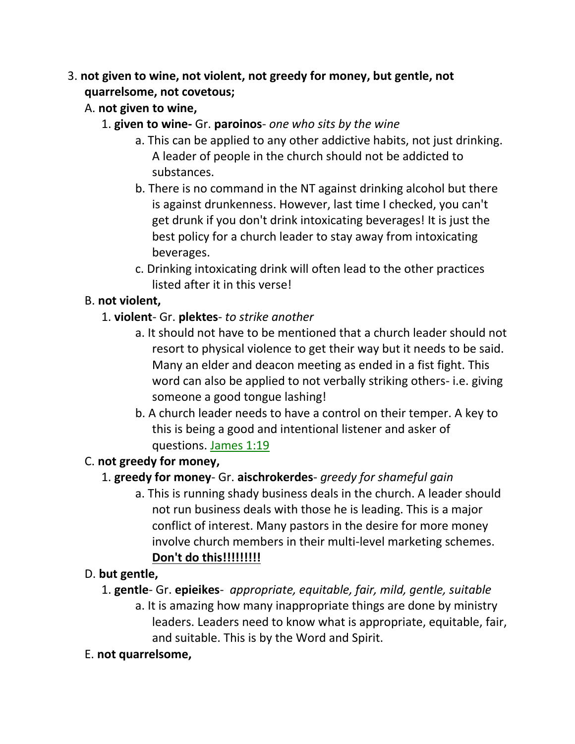3. **not given to wine, not violent, not greedy for money, but gentle, not quarrelsome, not covetous;**

   A. **not given to wine,**

      1. **given to wine-** Gr. **paroinos**- *one who sits by the wine*

         a. This can be applied to any other addictive habits, not just drinking. A leader of people in the church should not be addicted to substances.

         b. There is no command in the NT against drinking alcohol but there is against drunkenness. However, last time I checked, you can't get drunk if you don't drink intoxicating beverages! It is just the best policy for a church leader to stay away from intoxicating beverages.

         c. Drinking intoxicating drink will often lead to the other practices listed after it in this verse!

   B. **not violent,**

      1. **violent**- Gr. **plektes**- *to strike another*

         a. It should not have to be mentioned that a church leader should not resort to physical violence to get their way but it needs to be said. Many an elder and deacon meeting as ended in a fist fight. This word can also be applied to not verbally striking others- i.e. giving someone a good tongue lashing!

         b. A church leader needs to have a control on their temper. A key to this is being a good and intentional listener and asker of questions. James 1:19

   C. **not greedy for money,**

      1. **greedy for money**- Gr. **aischrokerdes**- *greedy for shameful gain*

         a. This is running shady business deals in the church. A leader should not run business deals with those he is leading. This is a major conflict of interest. Many pastors in the desire for more money involve church members in their multi-level marketing schemes. **Don't do this!!!!!!!!!**

   D. **but gentle,**

      1. **gentle**- Gr. **epieikes**- *appropriate, equitable, fair, mild, gentle, suitable*

         a. It is amazing how many inappropriate things are done by ministry leaders. Leaders need to know what is appropriate, equitable, fair, and suitable. This is by the Word and Spirit.

   E. **not quarrelsome,**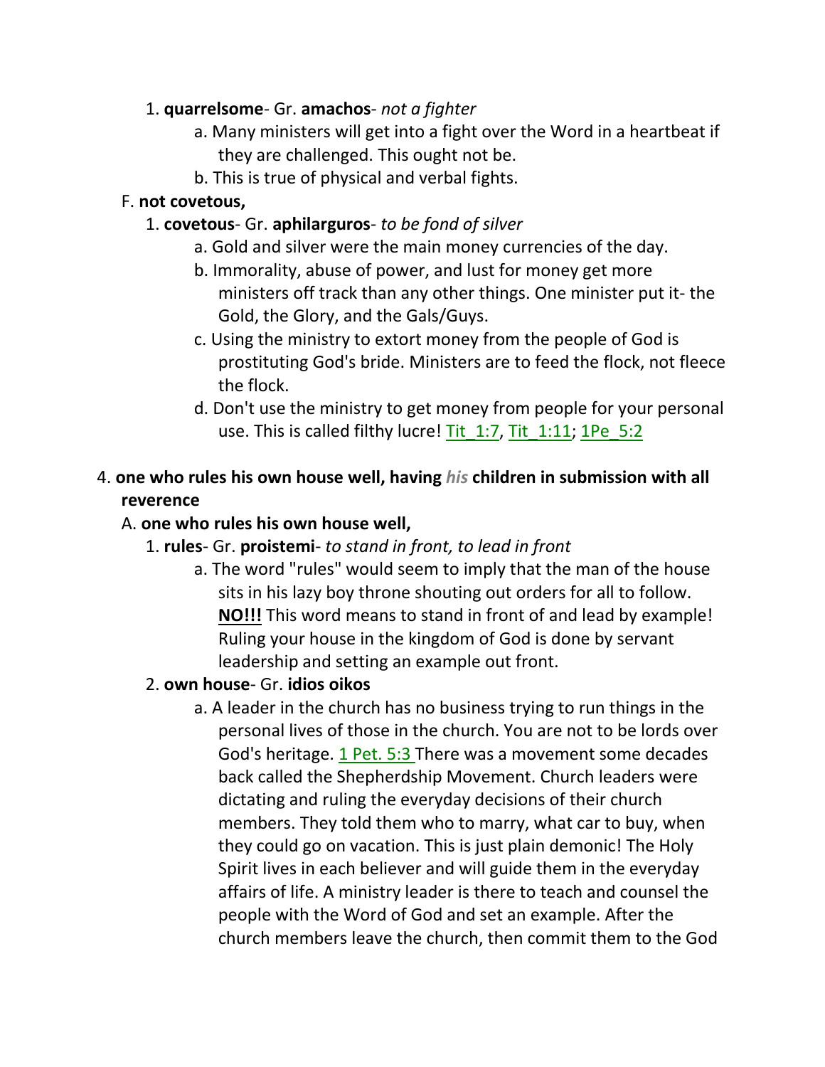1. **quarrelsome**- Gr. **amachos**- *not a fighter*
    a. Many ministers will get into a fight over the Word in a heartbeat if they are challenged. This ought not be.
    b. This is true of physical and verbal fights.

F. **not covetous,**

1. **covetous**- Gr. **aphilarguros**- *to be fond of silver*
    a. Gold and silver were the main money currencies of the day.
    b. Immorality, abuse of power, and lust for money get more ministers off track than any other things. One minister put it- the Gold, the Glory, and the Gals/Guys.
    c. Using the ministry to extort money from the people of God is prostituting God's bride. Ministers are to feed the flock, not fleece the flock.
    d. Don't use the ministry to get money from people for your personal use. This is called filthy lucre! Tit_1:7, Tit_1:11; 1Pe_5:2

4. **one who rules his own house well, having *his* children in submission with all reverence**

A. **one who rules his own house well,**

1. **rules**- Gr. **proistemi**- *to stand in front, to lead in front*
    a. The word "rules" would seem to imply that the man of the house sits in his lazy boy throne shouting out orders for all to follow. **NO!!!** This word means to stand in front of and lead by example! Ruling your house in the kingdom of God is done by servant leadership and setting an example out front.

2. **own house**- Gr. **idios oikos**
    a. A leader in the church has no business trying to run things in the personal lives of those in the church. You are not to be lords over God's heritage. 1 Pet. 5:3 There was a movement some decades back called the Shepherdship Movement. Church leaders were dictating and ruling the everyday decisions of their church members. They told them who to marry, what car to buy, when they could go on vacation. This is just plain demonic! The Holy Spirit lives in each believer and will guide them in the everyday affairs of life. A ministry leader is there to teach and counsel the people with the Word of God and set an example. After the church members leave the church, then commit them to the God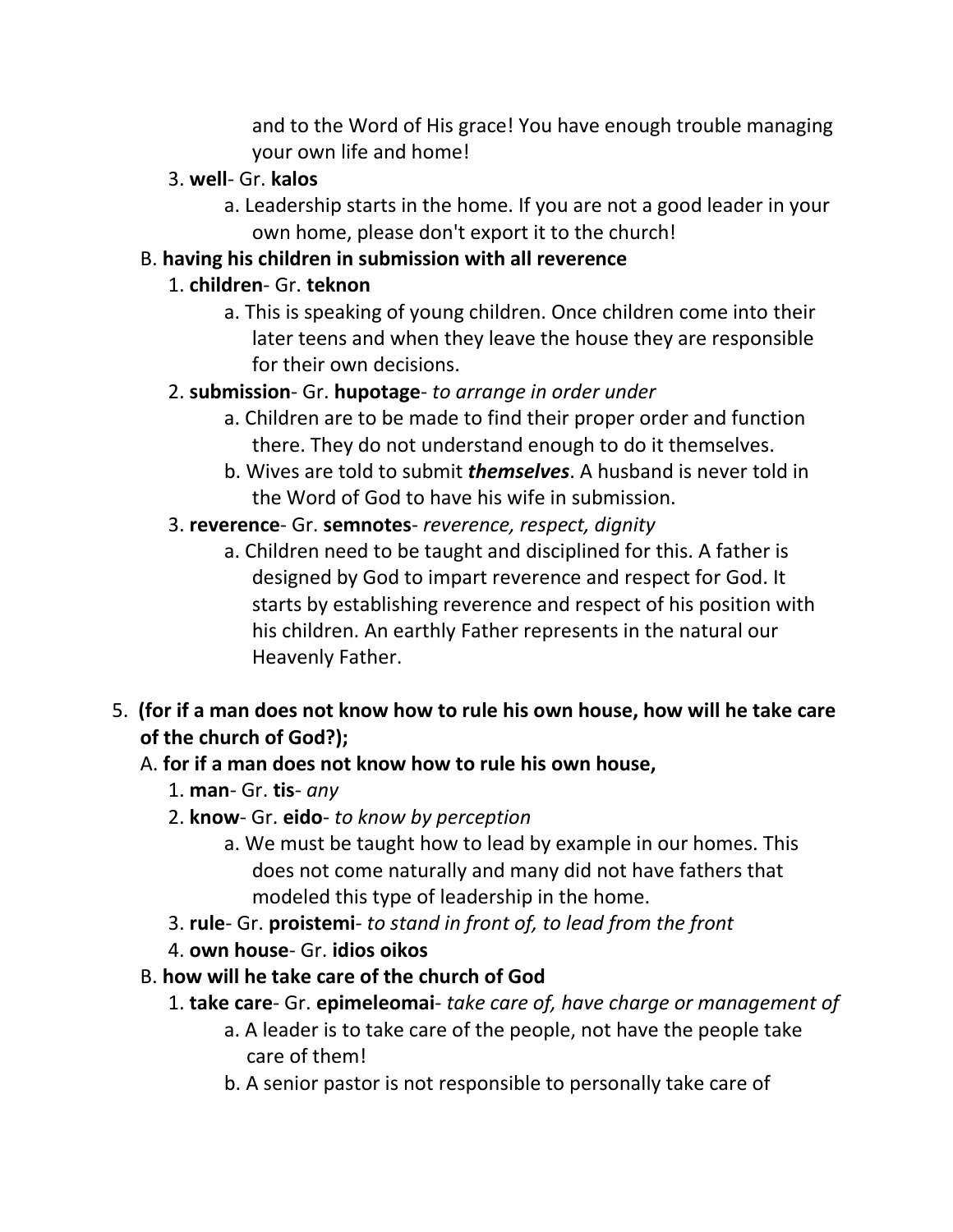and to the Word of His grace! You have enough trouble managing your own life and home!

3. **well**- Gr. **kalos**
    a. Leadership starts in the home. If you are not a good leader in your own home, please don't export it to the church!

B. **having his children in submission with all reverence**

1. **children**- Gr. **teknon**
    a. This is speaking of young children. Once children come into their later teens and when they leave the house they are responsible for their own decisions.
2. **submission**- Gr. **hupotage**- *to arrange in order under*
    a. Children are to be made to find their proper order and function there. They do not understand enough to do it themselves.
    b. Wives are told to submit ***themselves***. A husband is never told in the Word of God to have his wife in submission.
3. **reverence**- Gr. **semnotes**- *reverence, respect, dignity*
    a. Children need to be taught and disciplined for this. A father is designed by God to impart reverence and respect for God. It starts by establishing reverence and respect of his position with his children. An earthly Father represents in the natural our Heavenly Father.

5. **(for if a man does not know how to rule his own house, how will he take care of the church of God?);**

A. **for if a man does not know how to rule his own house,**

1. **man**- Gr. **tis**- *any*
2. **know**- Gr. **eido**- *to know by perception*
    a. We must be taught how to lead by example in our homes. This does not come naturally and many did not have fathers that modeled this type of leadership in the home.
3. **rule**- Gr. **proistemi**- *to stand in front of, to lead from the front*
4. **own house**- Gr. **idios oikos**

B. **how will he take care of the church of God**

1. **take care**- Gr. **epimeleomai**- *take care of, have charge or management of*
    a. A leader is to take care of the people, not have the people take care of them!
    b. A senior pastor is not responsible to personally take care of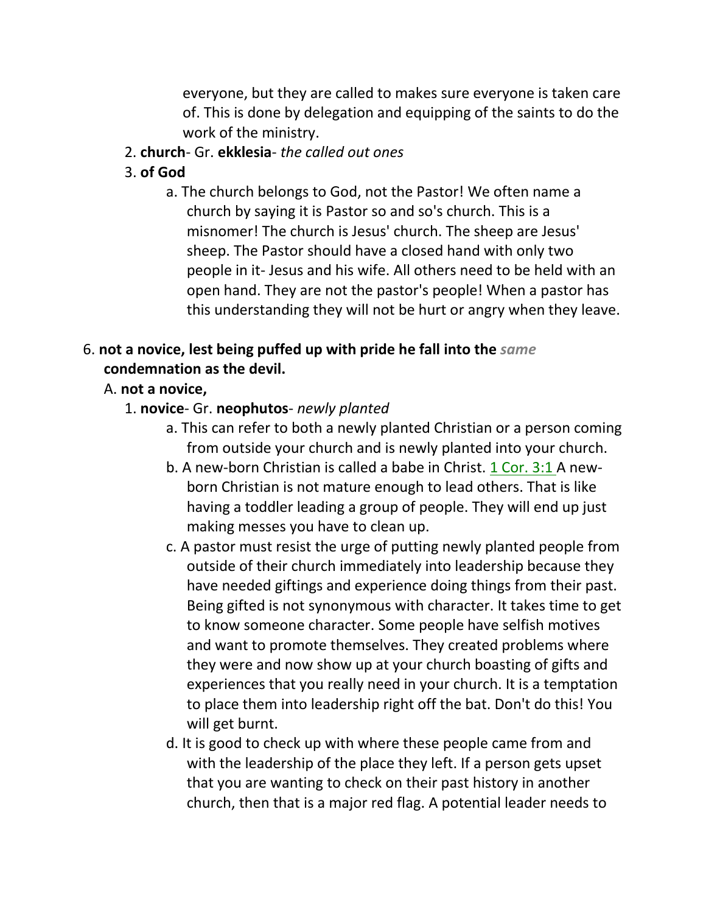everyone, but they are called to makes sure everyone is taken care of. This is done by delegation and equipping of the saints to do the work of the ministry.

2. **church**- Gr. **ekklesia**- *the called out ones*
3. **of God**
    a. The church belongs to God, not the Pastor! We often name a church by saying it is Pastor so and so's church. This is a misnomer! The church is Jesus' church. The sheep are Jesus' sheep. The Pastor should have a closed hand with only two people in it- Jesus and his wife. All others need to be held with an open hand. They are not the pastor's people! When a pastor has this understanding they will not be hurt or angry when they leave.

6. **not a novice, lest being puffed up with pride he fall into the** *same* **condemnation as the devil.**

A. **not a novice,**

1. **novice**- Gr. **neophutos**- *newly planted*
    a. This can refer to both a newly planted Christian or a person coming from outside your church and is newly planted into your church.
    b. A new-born Christian is called a babe in Christ. 1 Cor. 3:1 A new-born Christian is not mature enough to lead others. That is like having a toddler leading a group of people. They will end up just making messes you have to clean up.
    c. A pastor must resist the urge of putting newly planted people from outside of their church immediately into leadership because they have needed giftings and experience doing things from their past. Being gifted is not synonymous with character. It takes time to get to know someone character. Some people have selfish motives and want to promote themselves. They created problems where they were and now show up at your church boasting of gifts and experiences that you really need in your church. It is a temptation to place them into leadership right off the bat. Don't do this! You will get burnt.
    d. It is good to check up with where these people came from and with the leadership of the place they left. If a person gets upset that you are wanting to check on their past history in another church, then that is a major red flag. A potential leader needs to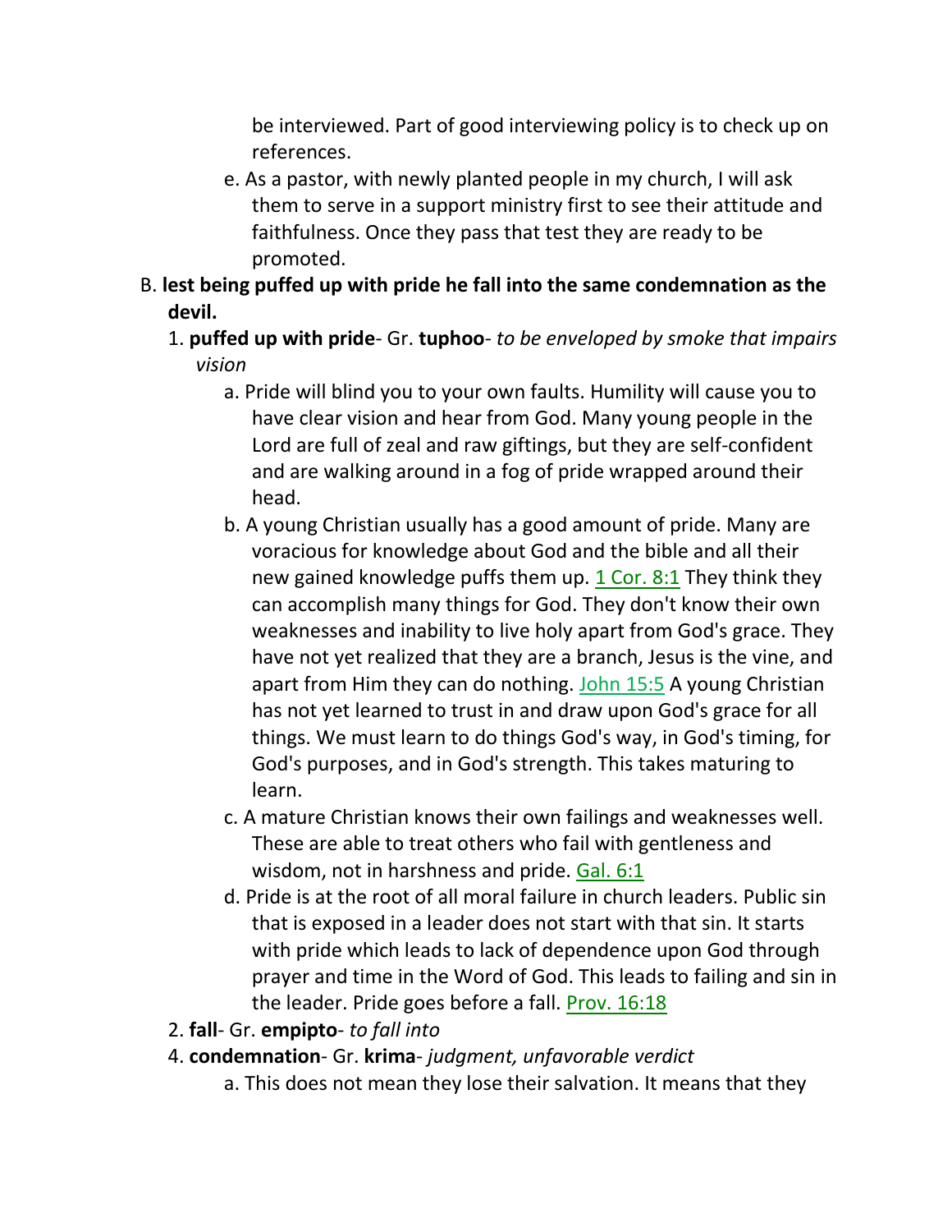be interviewed. Part of good interviewing policy is to check up on references.

e. As a pastor, with newly planted people in my church, I will ask them to serve in a support ministry first to see their attitude and faithfulness. Once they pass that test they are ready to be promoted.

B. **lest being puffed up with pride he fall into the same condemnation as the devil.**

1. **puffed up with pride**- Gr. **tuphoo**- *to be enveloped by smoke that impairs vision*

a. Pride will blind you to your own faults. Humility will cause you to have clear vision and hear from God. Many young people in the Lord are full of zeal and raw giftings, but they are self-confident and are walking around in a fog of pride wrapped around their head.

b. A young Christian usually has a good amount of pride. Many are voracious for knowledge about God and the bible and all their new gained knowledge puffs them up. 1 Cor. 8:1 They think they can accomplish many things for God. They don't know their own weaknesses and inability to live holy apart from God's grace. They have not yet realized that they are a branch, Jesus is the vine, and apart from Him they can do nothing. John 15:5 A young Christian has not yet learned to trust in and draw upon God's grace for all things. We must learn to do things God's way, in God's timing, for God's purposes, and in God's strength. This takes maturing to learn.

c. A mature Christian knows their own failings and weaknesses well. These are able to treat others who fail with gentleness and wisdom, not in harshness and pride. Gal. 6:1

d. Pride is at the root of all moral failure in church leaders. Public sin that is exposed in a leader does not start with that sin. It starts with pride which leads to lack of dependence upon God through prayer and time in the Word of God. This leads to failing and sin in the leader. Pride goes before a fall. Prov. 16:18

2. **fall**- Gr. **empipto**- *to fall into*

4. **condemnation**- Gr. **krima**- *judgment, unfavorable verdict*

a. This does not mean they lose their salvation. It means that they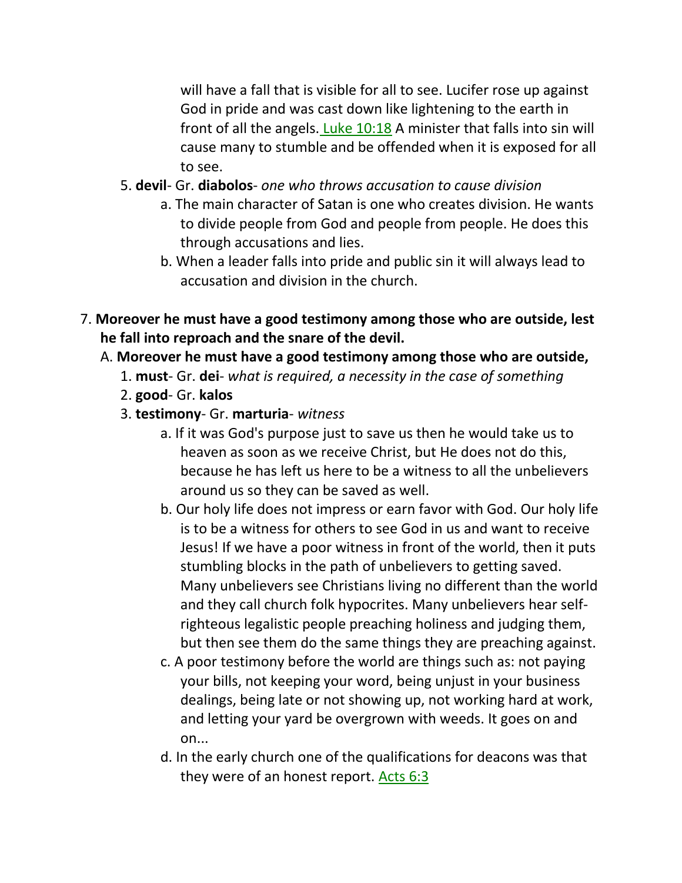will have a fall that is visible for all to see. Lucifer rose up against God in pride and was cast down like lightening to the earth in front of all the angels. Luke 10:18 A minister that falls into sin will cause many to stumble and be offended when it is exposed for all to see.

5. **devil**- Gr. **diabolos**- *one who throws accusation to cause division*
   a. The main character of Satan is one who creates division. He wants to divide people from God and people from people. He does this through accusations and lies.
   b. When a leader falls into pride and public sin it will always lead to accusation and division in the church.

7. **Moreover he must have a good testimony among those who are outside, lest he fall into reproach and the snare of the devil.**
   A. **Moreover he must have a good testimony among those who are outside,**
      1. **must**- Gr. **dei**- *what is required, a necessity in the case of something*
      2. **good**- Gr. **kalos**
      3. **testimony**- Gr. **marturia**- *witness*
         a. If it was God's purpose just to save us then he would take us to heaven as soon as we receive Christ, but He does not do this, because he has left us here to be a witness to all the unbelievers around us so they can be saved as well.
         b. Our holy life does not impress or earn favor with God. Our holy life is to be a witness for others to see God in us and want to receive Jesus! If we have a poor witness in front of the world, then it puts stumbling blocks in the path of unbelievers to getting saved. Many unbelievers see Christians living no different than the world and they call church folk hypocrites. Many unbelievers hear self-righteous legalistic people preaching holiness and judging them, but then see them do the same things they are preaching against.
         c. A poor testimony before the world are things such as: not paying your bills, not keeping your word, being unjust in your business dealings, being late or not showing up, not working hard at work, and letting your yard be overgrown with weeds. It goes on and on...
         d. In the early church one of the qualifications for deacons was that they were of an honest report. Acts 6:3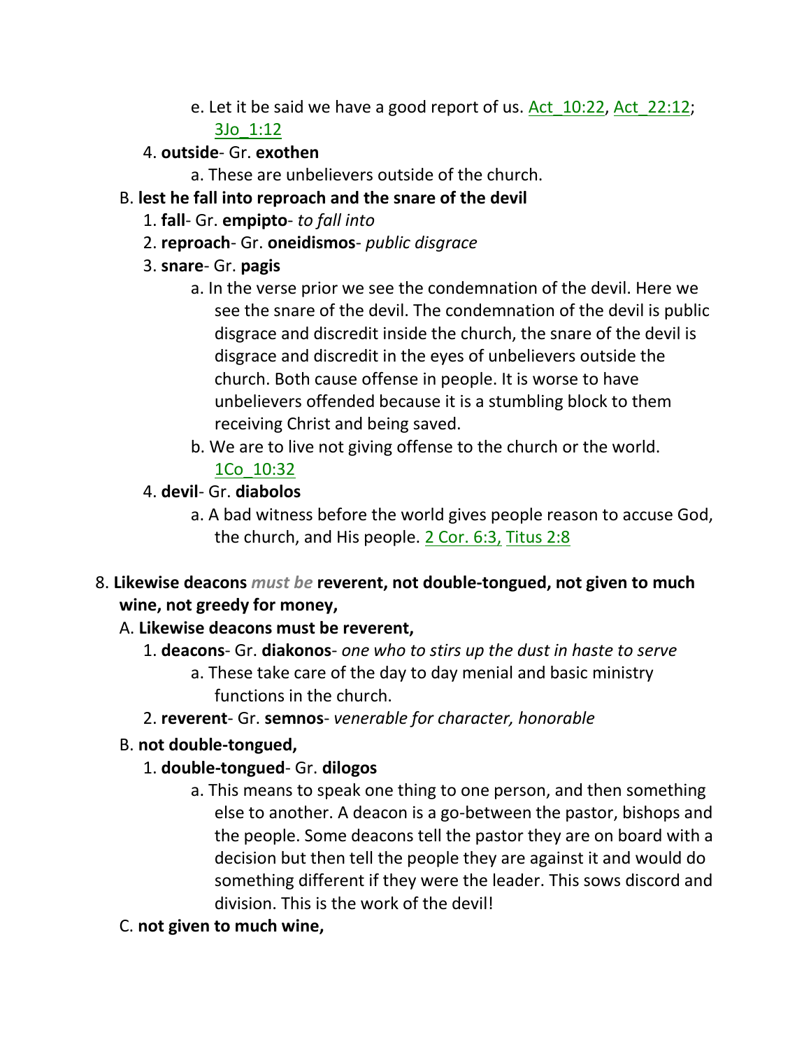e. Let it be said we have a good report of us. Act_10:22, Act_22:12; 3Jo_1:12

4. **outside**- Gr. **exothen**

   a. These are unbelievers outside of the church.

B. **lest he fall into reproach and the snare of the devil**

1. **fall**- Gr. **empipto**- *to fall into*

2. **reproach**- Gr. **oneidismos**- *public disgrace*

3. **snare**- Gr. **pagis**

   a. In the verse prior we see the condemnation of the devil. Here we see the snare of the devil. The condemnation of the devil is public disgrace and discredit inside the church, the snare of the devil is disgrace and discredit in the eyes of unbelievers outside the church. Both cause offense in people. It is worse to have unbelievers offended because it is a stumbling block to them receiving Christ and being saved.

   b. We are to live not giving offense to the church or the world. 1Co_10:32

4. **devil**- Gr. **diabolos**

   a. A bad witness before the world gives people reason to accuse God, the church, and His people. 2 Cor. 6:3, Titus 2:8

8. **Likewise deacons** ***must be*** **reverent, not double-tongued, not given to much wine, not greedy for money,**

A. **Likewise deacons must be reverent,**

1. **deacons**- Gr. **diakonos**- *one who to stirs up the dust in haste to serve*

   a. These take care of the day to day menial and basic ministry functions in the church.

2. **reverent**- Gr. **semnos**- *venerable for character, honorable*

B. **not double-tongued,**

1. **double-tongued**- Gr. **dilogos**

   a. This means to speak one thing to one person, and then something else to another. A deacon is a go-between the pastor, bishops and the people. Some deacons tell the pastor they are on board with a decision but then tell the people they are against it and would do something different if they were the leader. This sows discord and division. This is the work of the devil!

C. **not given to much wine,**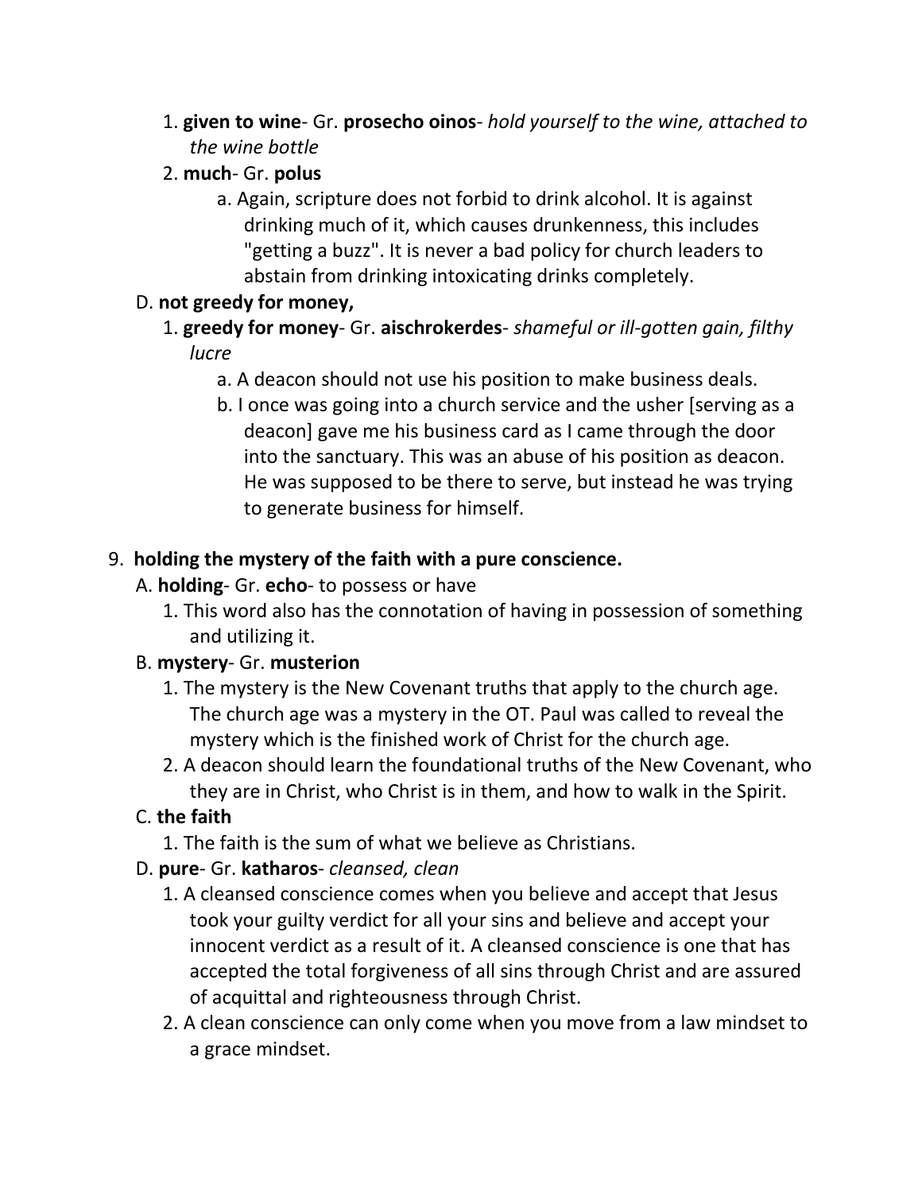1. **given to wine**- Gr. **prosecho oinos**- *hold yourself to the wine, attached to the wine bottle*
2. **much**- Gr. **polus**
    a. Again, scripture does not forbid to drink alcohol. It is against drinking much of it, which causes drunkenness, this includes "getting a buzz". It is never a bad policy for church leaders to abstain from drinking intoxicating drinks completely.

D. **not greedy for money,**

1. **greedy for money**- Gr. **aischrokerdes**- *shameful or ill-gotten gain, filthy lucre*
    a. A deacon should not use his position to make business deals.
    b. I once was going into a church service and the usher [serving as a deacon] gave me his business card as I came through the door into the sanctuary. This was an abuse of his position as deacon. He was supposed to be there to serve, but instead he was trying to generate business for himself.

9. **holding the mystery of the faith with a pure conscience.**

A. **holding**- Gr. **echo**- to possess or have

1. This word also has the connotation of having in possession of something and utilizing it.

B. **mystery**- Gr. **musterion**

1. The mystery is the New Covenant truths that apply to the church age. The church age was a mystery in the OT. Paul was called to reveal the mystery which is the finished work of Christ for the church age.
2. A deacon should learn the foundational truths of the New Covenant, who they are in Christ, who Christ is in them, and how to walk in the Spirit.

C. **the faith**

1. The faith is the sum of what we believe as Christians.

D. **pure**- Gr. **katharos**- *cleansed, clean*

1. A cleansed conscience comes when you believe and accept that Jesus took your guilty verdict for all your sins and believe and accept your innocent verdict as a result of it. A cleansed conscience is one that has accepted the total forgiveness of all sins through Christ and are assured of acquittal and righteousness through Christ.
2. A clean conscience can only come when you move from a law mindset to a grace mindset.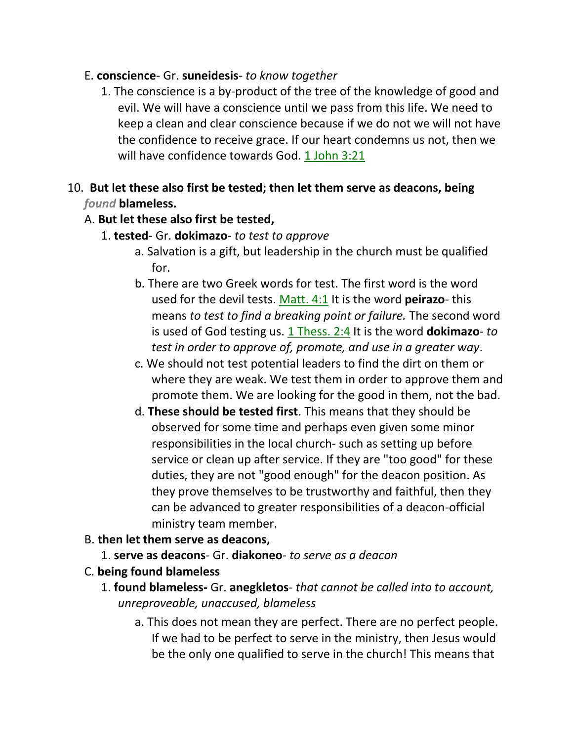E. **conscience**- Gr. **suneidesis**- *to know together*

1. The conscience is a by-product of the tree of the knowledge of good and evil. We will have a conscience until we pass from this life. We need to keep a clean and clear conscience because if we do not we will not have the confidence to receive grace. If our heart condemns us not, then we will have confidence towards God. 1 John 3:21

10. **But let these also first be tested; then let them serve as deacons, being** ***found*** **blameless.**

A. **But let these also first be tested,**

1. **tested**- Gr. **dokimazo**- *to test to approve*

   a. Salvation is a gift, but leadership in the church must be qualified for.

   b. There are two Greek words for test. The first word is the word used for the devil tests. Matt. 4:1 It is the word **peirazo**- this means *to test to find a breaking point or failure.* The second word is used of God testing us. 1 Thess. 2:4 It is the word **dokimazo**- *to test in order to approve of, promote, and use in a greater way*.

   c. We should not test potential leaders to find the dirt on them or where they are weak. We test them in order to approve them and promote them. We are looking for the good in them, not the bad.

   d. **These should be tested first**. This means that they should be observed for some time and perhaps even given some minor responsibilities in the local church- such as setting up before service or clean up after service. If they are "too good" for these duties, they are not "good enough" for the deacon position. As they prove themselves to be trustworthy and faithful, then they can be advanced to greater responsibilities of a deacon-official ministry team member.

B. **then let them serve as deacons,**

1. **serve as deacons**- Gr. **diakoneo**- *to serve as a deacon*

C. **being found blameless**

1. **found blameless-** Gr. **anegkletos**- *that cannot be called into to account, unreproveable, unaccused, blameless*

   a. This does not mean they are perfect. There are no perfect people. If we had to be perfect to serve in the ministry, then Jesus would be the only one qualified to serve in the church! This means that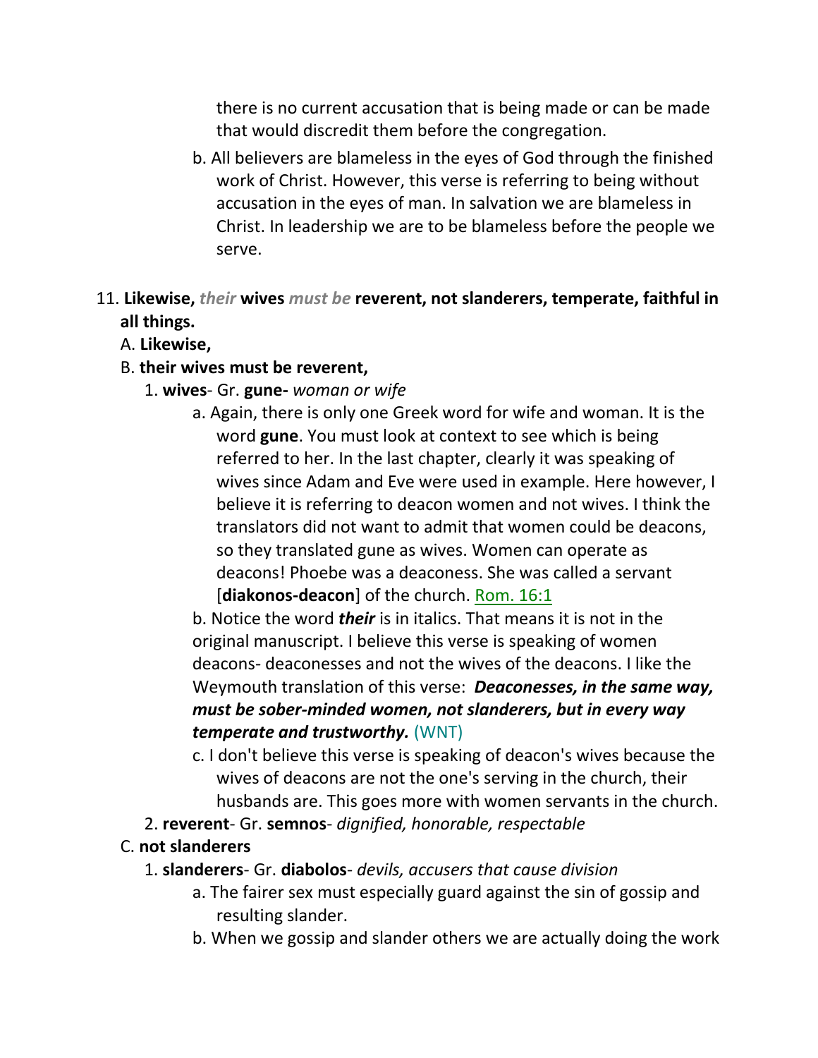there is no current accusation that is being made or can be made that would discredit them before the congregation.

b. All believers are blameless in the eyes of God through the finished work of Christ. However, this verse is referring to being without accusation in the eyes of man. In salvation we are blameless in Christ. In leadership we are to be blameless before the people we serve.

11. **Likewise, *their* wives *must be* reverent, not slanderers, temperate, faithful in all things.**

A. **Likewise,**

B. **their wives must be reverent,**

1. **wives**- Gr. **gune-** *woman or wife*

a. Again, there is only one Greek word for wife and woman. It is the word **gune**. You must look at context to see which is being referred to her. In the last chapter, clearly it was speaking of wives since Adam and Eve were used in example. Here however, I believe it is referring to deacon women and not wives. I think the translators did not want to admit that women could be deacons, so they translated gune as wives. Women can operate as deacons! Phoebe was a deaconess. She was called a servant [**diakonos-deacon**] of the church. Rom. 16:1

b. Notice the word ***their*** is in italics. That means it is not in the original manuscript. I believe this verse is speaking of women deacons- deaconesses and not the wives of the deacons. I like the Weymouth translation of this verse: ***Deaconesses, in the same way, must be sober-minded women, not slanderers, but in every way temperate and trustworthy.*** (WNT)

c. I don't believe this verse is speaking of deacon's wives because the wives of deacons are not the one's serving in the church, their husbands are. This goes more with women servants in the church.

2. **reverent**- Gr. **semnos**- *dignified, honorable, respectable*

C. **not slanderers**

1. **slanderers**- Gr. **diabolos**- *devils, accusers that cause division*

a. The fairer sex must especially guard against the sin of gossip and resulting slander.

b. When we gossip and slander others we are actually doing the work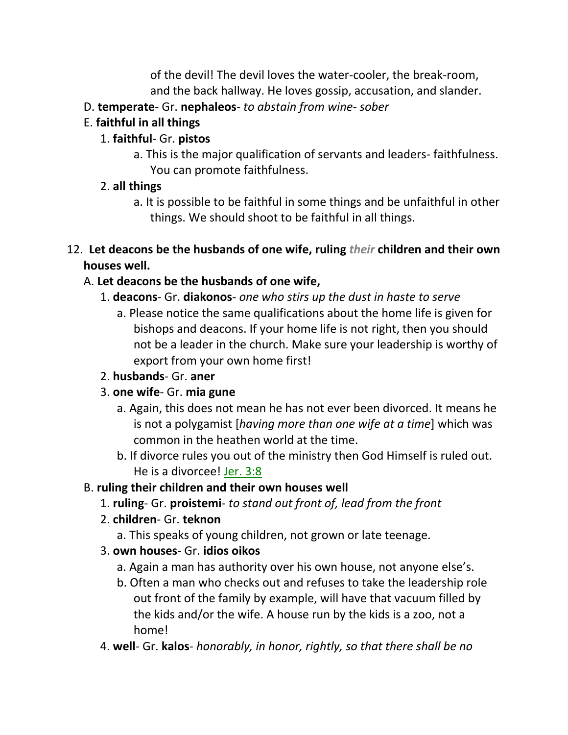of the devil! The devil loves the water-cooler, the break-room, and the back hallway. He loves gossip, accusation, and slander.

D. **temperate**- Gr. **nephaleos**- *to abstain from wine- sober*

E. **faithful in all things**

1. **faithful**- Gr. **pistos**
    a. This is the major qualification of servants and leaders- faithfulness. You can promote faithfulness.
2. **all things**
    a. It is possible to be faithful in some things and be unfaithful in other things. We should shoot to be faithful in all things.

12. **Let deacons be the husbands of one wife, ruling *their* children and their own houses well.**

A. **Let deacons be the husbands of one wife,**

1. **deacons**- Gr. **diakonos**- *one who stirs up the dust in haste to serve*
    a. Please notice the same qualifications about the home life is given for bishops and deacons. If your home life is not right, then you should not be a leader in the church. Make sure your leadership is worthy of export from your own home first!
2. **husbands**- Gr. **aner**
3. **one wife**- Gr. **mia gune**
    a. Again, this does not mean he has not ever been divorced. It means he is not a polygamist [*having more than one wife at a time*] which was common in the heathen world at the time.
    b. If divorce rules you out of the ministry then God Himself is ruled out. He is a divorcee! Jer. 3:8

B. **ruling their children and their own houses well**

1. **ruling**- Gr. **proistemi**- *to stand out front of, lead from the front*
2. **children**- Gr. **teknon**
    a. This speaks of young children, not grown or late teenage.
3. **own houses**- Gr. **idios oikos**
    a. Again a man has authority over his own house, not anyone else's.
    b. Often a man who checks out and refuses to take the leadership role out front of the family by example, will have that vacuum filled by the kids and/or the wife. A house run by the kids is a zoo, not a home!
4. **well**- Gr. **kalos**- *honorably, in honor, rightly, so that there shall be no*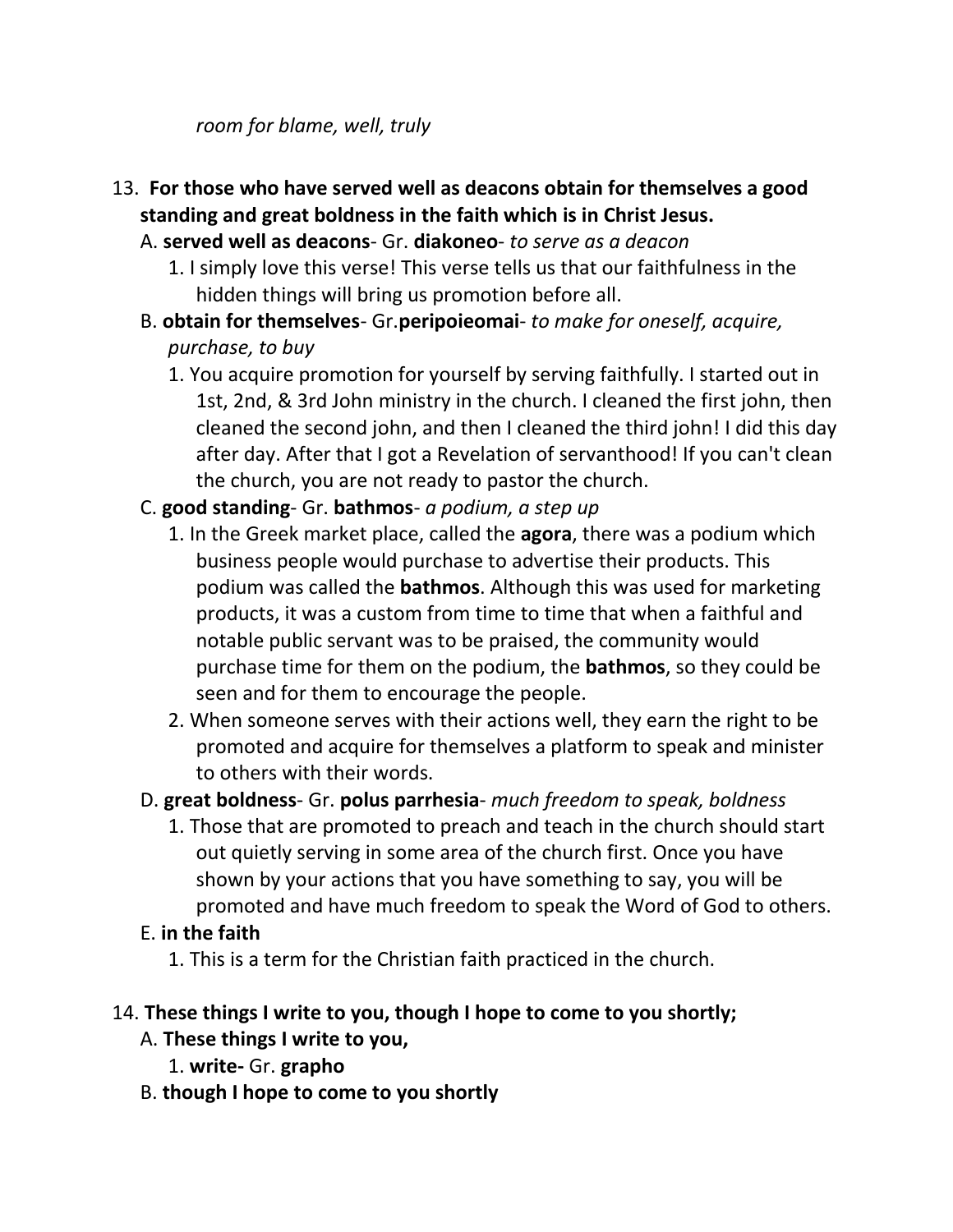*room for blame, well, truly*

13. **For those who have served well as deacons obtain for themselves a good standing and great boldness in the faith which is in Christ Jesus.**
   A. **served well as deacons**- Gr. **diakoneo**- *to serve as a deacon*
      1. I simply love this verse! This verse tells us that our faithfulness in the hidden things will bring us promotion before all.
   B. **obtain for themselves**- Gr.**peripoieomai**- *to make for oneself, acquire, purchase, to buy*
      1. You acquire promotion for yourself by serving faithfully. I started out in 1st, 2nd, & 3rd John ministry in the church. I cleaned the first john, then cleaned the second john, and then I cleaned the third john! I did this day after day. After that I got a Revelation of servanthood! If you can't clean the church, you are not ready to pastor the church.
   C. **good standing**- Gr. **bathmos**- *a podium, a step up*
      1. In the Greek market place, called the **agora**, there was a podium which business people would purchase to advertise their products. This podium was called the **bathmos**. Although this was used for marketing products, it was a custom from time to time that when a faithful and notable public servant was to be praised, the community would purchase time for them on the podium, the **bathmos**, so they could be seen and for them to encourage the people.
      2. When someone serves with their actions well, they earn the right to be promoted and acquire for themselves a platform to speak and minister to others with their words.
   D. **great boldness**- Gr. **polus parrhesia**- *much freedom to speak, boldness*
      1. Those that are promoted to preach and teach in the church should start out quietly serving in some area of the church first. Once you have shown by your actions that you have something to say, you will be promoted and have much freedom to speak the Word of God to others.
   E. **in the faith**
      1. This is a term for the Christian faith practiced in the church.

14. **These things I write to you, though I hope to come to you shortly;**
   A. **These things I write to you,**
      1. **write-** Gr. **grapho**
   B. **though I hope to come to you shortly**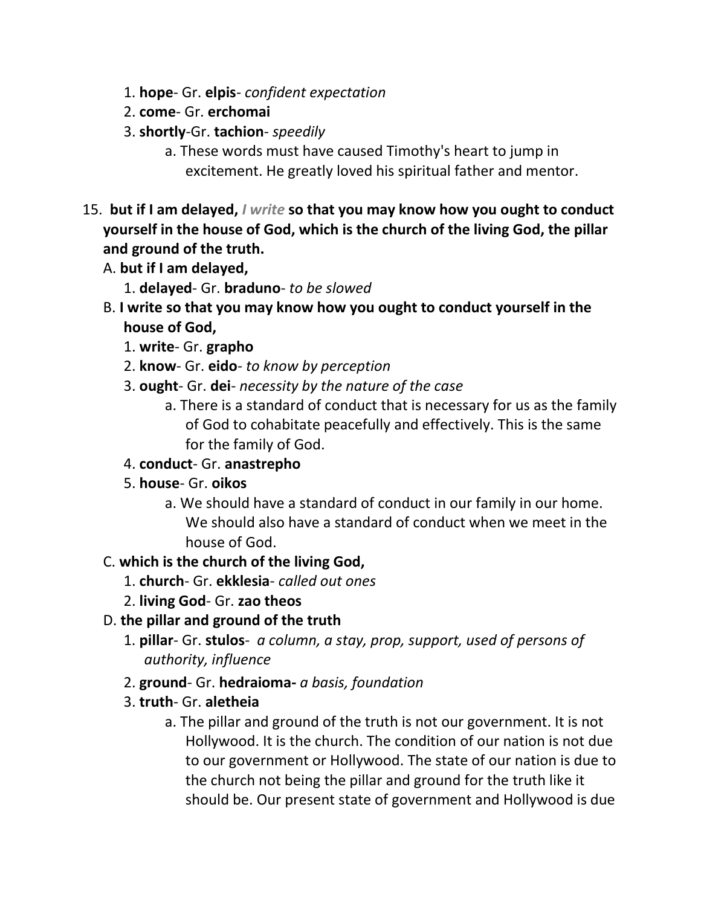1. **hope**- Gr. **elpis**- *confident expectation*
2. **come**- Gr. **erchomai**
3. **shortly**-Gr. **tachion**- *speedily*
    a. These words must have caused Timothy's heart to jump in excitement. He greatly loved his spiritual father and mentor.

15. **but if I am delayed, *I write* so that you may know how you ought to conduct yourself in the house of God, which is the church of the living God, the pillar and ground of the truth.**

A. **but if I am delayed,**

1. **delayed**- Gr. **braduno**- *to be slowed*

B. **I write so that you may know how you ought to conduct yourself in the house of God,**

1. **write**- Gr. **grapho**
2. **know**- Gr. **eido**- *to know by perception*
3. **ought**- Gr. **dei**- *necessity by the nature of the case*
    a. There is a standard of conduct that is necessary for us as the family of God to cohabitate peacefully and effectively. This is the same for the family of God.
4. **conduct**- Gr. **anastrepho**
5. **house**- Gr. **oikos**
    a. We should have a standard of conduct in our family in our home. We should also have a standard of conduct when we meet in the house of God.

C. **which is the church of the living God,**

1. **church**- Gr. **ekklesia**- *called out ones*
2. **living God**- Gr. **zao theos**

D. **the pillar and ground of the truth**

1. **pillar**- Gr. **stulos**- *a column, a stay, prop, support, used of persons of authority, influence*
2. **ground**- Gr. **hedraioma-** *a basis, foundation*
3. **truth**- Gr. **aletheia**
    a. The pillar and ground of the truth is not our government. It is not Hollywood. It is the church. The condition of our nation is not due to our government or Hollywood. The state of our nation is due to the church not being the pillar and ground for the truth like it should be. Our present state of government and Hollywood is due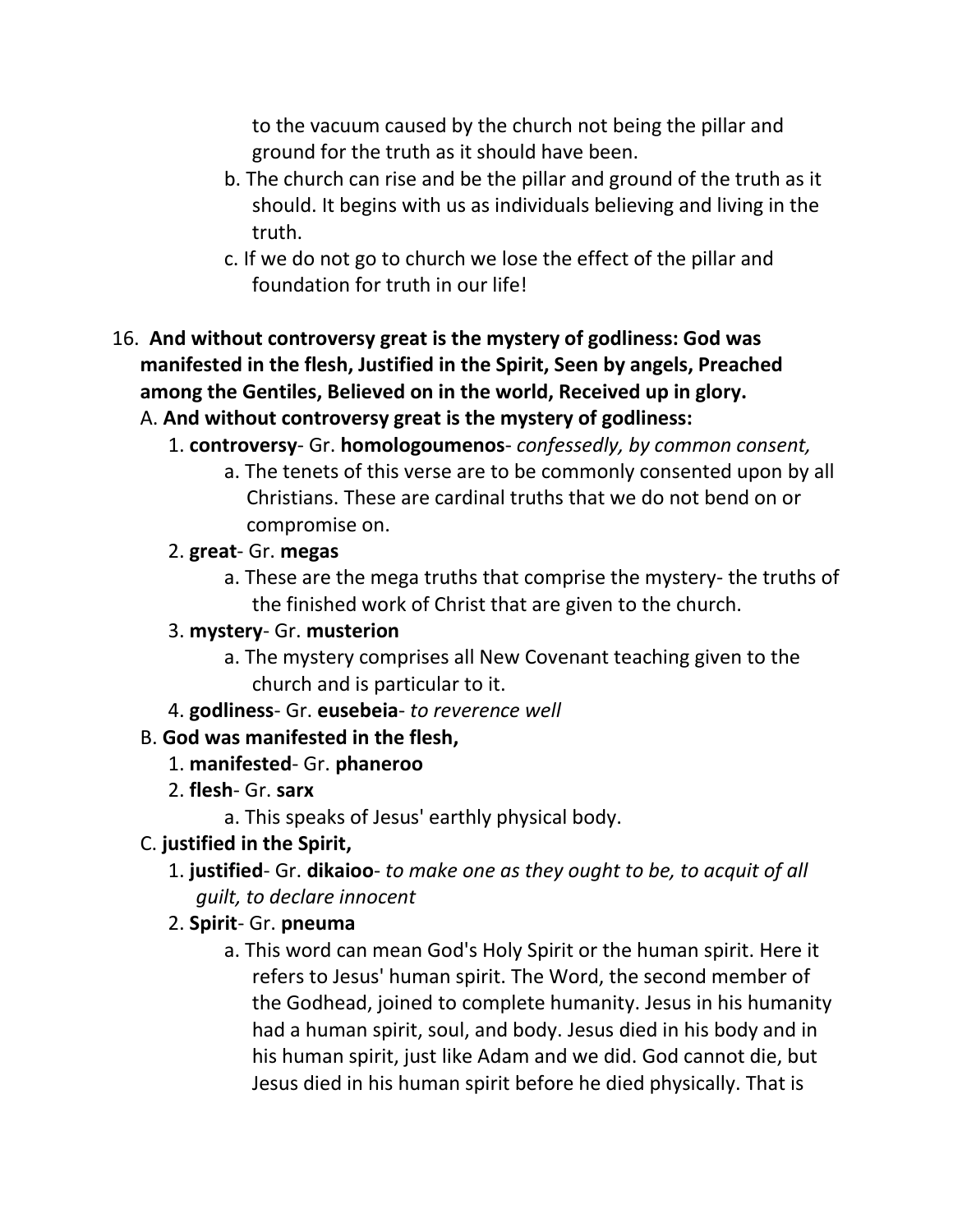to the vacuum caused by the church not being the pillar and ground for the truth as it should have been.

b. The church can rise and be the pillar and ground of the truth as it should. It begins with us as individuals believing and living in the truth.

c. If we do not go to church we lose the effect of the pillar and foundation for truth in our life!

16. **And without controversy great is the mystery of godliness: God was manifested in the flesh, Justified in the Spirit, Seen by angels, Preached among the Gentiles, Believed on in the world, Received up in glory.**

A. **And without controversy great is the mystery of godliness:**

1. **controversy**- Gr. **homologoumenos**- *confessedly, by common consent,*

   a. The tenets of this verse are to be commonly consented upon by all Christians. These are cardinal truths that we do not bend on or compromise on.

2. **great**- Gr. **megas**

   a. These are the mega truths that comprise the mystery- the truths of the finished work of Christ that are given to the church.

3. **mystery**- Gr. **musterion**

   a. The mystery comprises all New Covenant teaching given to the church and is particular to it.

4. **godliness**- Gr. **eusebeia**- *to reverence well*

B. **God was manifested in the flesh,**

1. **manifested**- Gr. **phaneroo**

2. **flesh**- Gr. **sarx**

   a. This speaks of Jesus' earthly physical body.

C. **justified in the Spirit,**

1. **justified**- Gr. **dikaioo**- *to make one as they ought to be, to acquit of all guilt, to declare innocent*

2. **Spirit**- Gr. **pneuma**

   a. This word can mean God's Holy Spirit or the human spirit. Here it refers to Jesus' human spirit. The Word, the second member of the Godhead, joined to complete humanity. Jesus in his humanity had a human spirit, soul, and body. Jesus died in his body and in his human spirit, just like Adam and we did. God cannot die, but Jesus died in his human spirit before he died physically. That is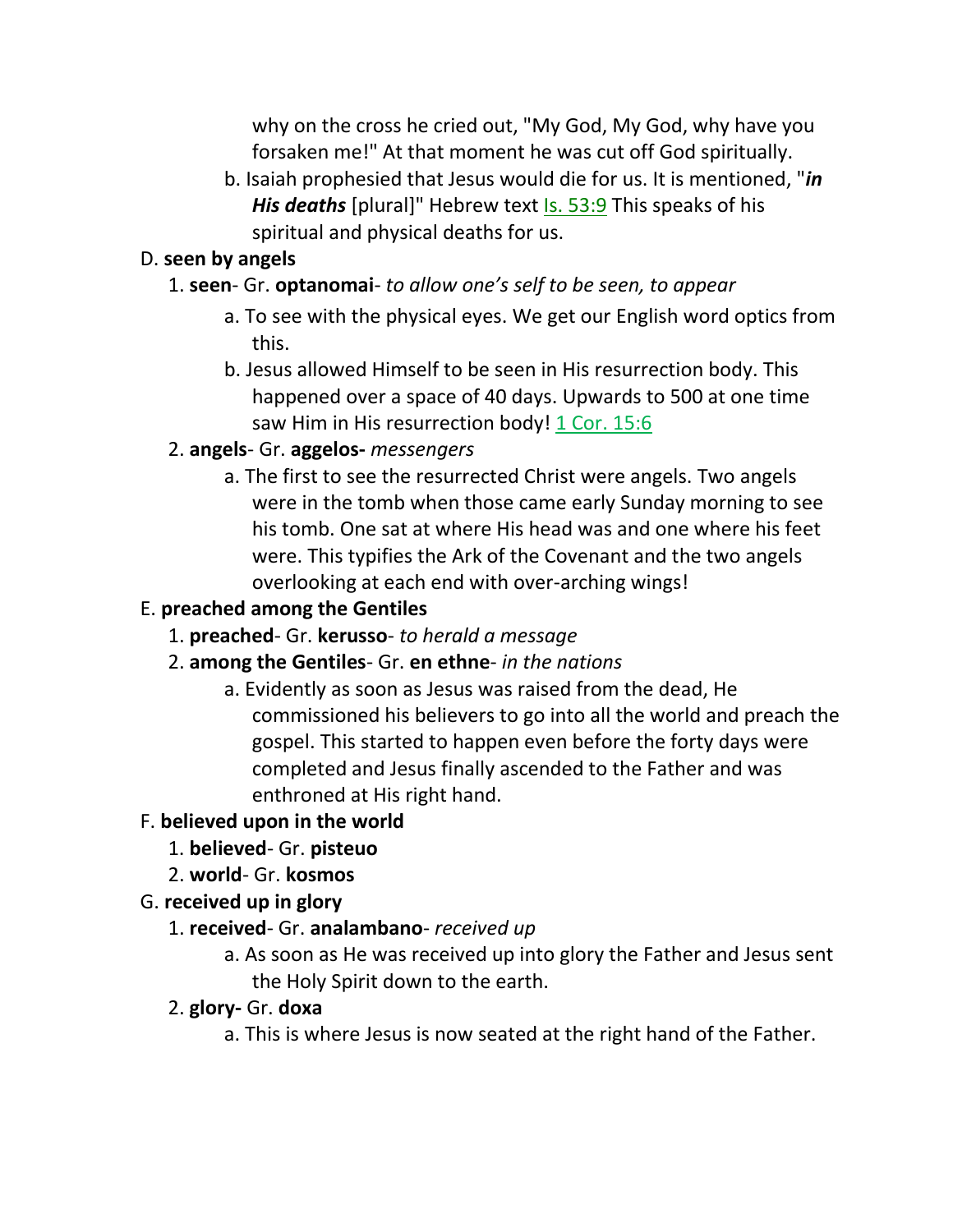why on the cross he cried out, "My God, My God, why have you forsaken me!" At that moment he was cut off God spiritually.

b. Isaiah prophesied that Jesus would die for us. It is mentioned, "***in His deaths*** [plural]" Hebrew text Is. 53:9 This speaks of his spiritual and physical deaths for us.

D. **seen by angels**

1. **seen**- Gr. **optanomai**- *to allow one's self to be seen, to appear*

a. To see with the physical eyes. We get our English word optics from this.

b. Jesus allowed Himself to be seen in His resurrection body. This happened over a space of 40 days. Upwards to 500 at one time saw Him in His resurrection body! 1 Cor. 15:6

2. **angels**- Gr. **aggelos-** *messengers*

a. The first to see the resurrected Christ were angels. Two angels were in the tomb when those came early Sunday morning to see his tomb. One sat at where His head was and one where his feet were. This typifies the Ark of the Covenant and the two angels overlooking at each end with over-arching wings!

E. **preached among the Gentiles**

1. **preached**- Gr. **kerusso**- *to herald a message*

2. **among the Gentiles**- Gr. **en ethne**- *in the nations*

a. Evidently as soon as Jesus was raised from the dead, He commissioned his believers to go into all the world and preach the gospel. This started to happen even before the forty days were completed and Jesus finally ascended to the Father and was enthroned at His right hand.

F. **believed upon in the world**

1. **believed**- Gr. **pisteuo**

2. **world**- Gr. **kosmos**

G. **received up in glory**

1. **received**- Gr. **analambano**- *received up*

a. As soon as He was received up into glory the Father and Jesus sent the Holy Spirit down to the earth.

2. **glory-** Gr. **doxa**

a. This is where Jesus is now seated at the right hand of the Father.